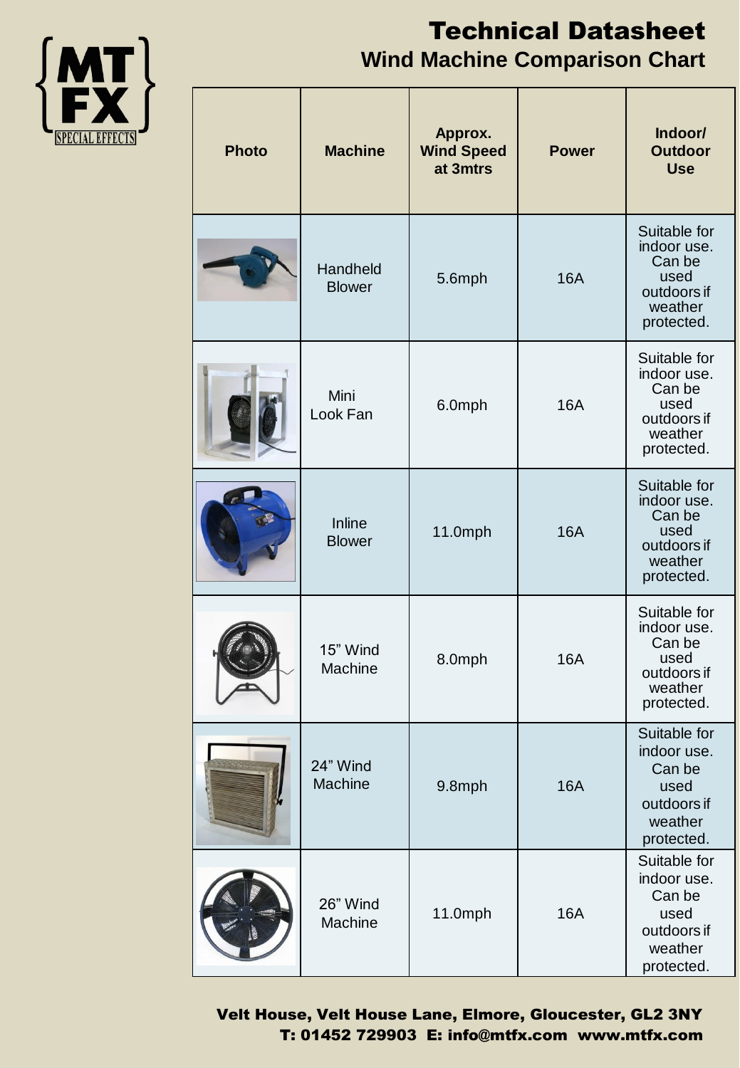# Technical Datasheet

## Wind Machine Comparison Chart

| Photo | Machine | Approx. Wind Speed at 3mtrs | Power | Indoor/ Outdoor Use |
|---|---|---|---|---|
| | Handheld Blower | 5.6mph | 16A | Suitable for indoor use. Can be used outdoors if weather protected. |
| | Mini Look Fan | 6.0mph | 16A | Suitable for indoor use. Can be used outdoors if weather protected. |
| | Inline Blower | 11.0mph | 16A | Suitable for indoor use. Can be used outdoors if weather protected. |
| | 15" Wind Machine | 8.0mph | 16A | Suitable for indoor use. Can be used outdoors if weather protected. |
| | 24" Wind Machine | 9.8mph | 16A | Suitable for indoor use. Can be used outdoors if weather protected. |
| | 26" Wind Machine | 11.0mph | 16A | Suitable for indoor use. Can be used outdoors if weather protected. |

**Velt House, Velt House Lane, Elmore, Gloucester, GL2 3NY**
**T: 01452 729903 E: info@mtfx.com www.mtfx.com**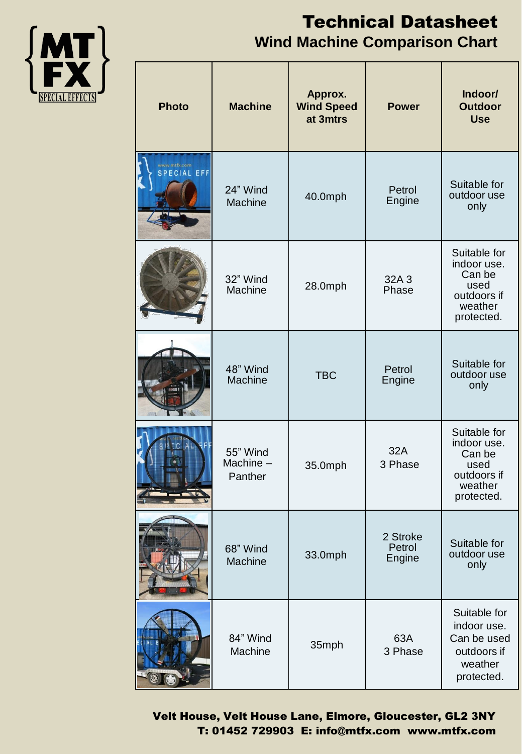# Technical Datasheet

## Wind Machine Comparison Chart

| Photo | Machine | Approx. Wind Speed at 3mtrs | Power | Indoor/ Outdoor Use |
|---|---|---|---|---|
| | 24" Wind Machine | 40.0mph | Petrol Engine | Suitable for outdoor use only |
| | 32" Wind Machine | 28.0mph | 32A 3 Phase | Suitable for indoor use. Can be used outdoors if weather protected. |
| | 48" Wind Machine | TBC | Petrol Engine | Suitable for outdoor use only |
| | 55" Wind Machine – Panther | 35.0mph | 32A 3 Phase | Suitable for indoor use. Can be used outdoors if weather protected. |
| | 68" Wind Machine | 33.0mph | 2 Stroke Petrol Engine | Suitable for outdoor use only |
| | 84" Wind Machine | 35mph | 63A 3 Phase | Suitable for indoor use. Can be used outdoors if weather protected. |

**Velt House, Velt House Lane, Elmore, Gloucester, GL2 3NY**
**T: 01452 729903 E: info@mtfx.com www.mtfx.com**